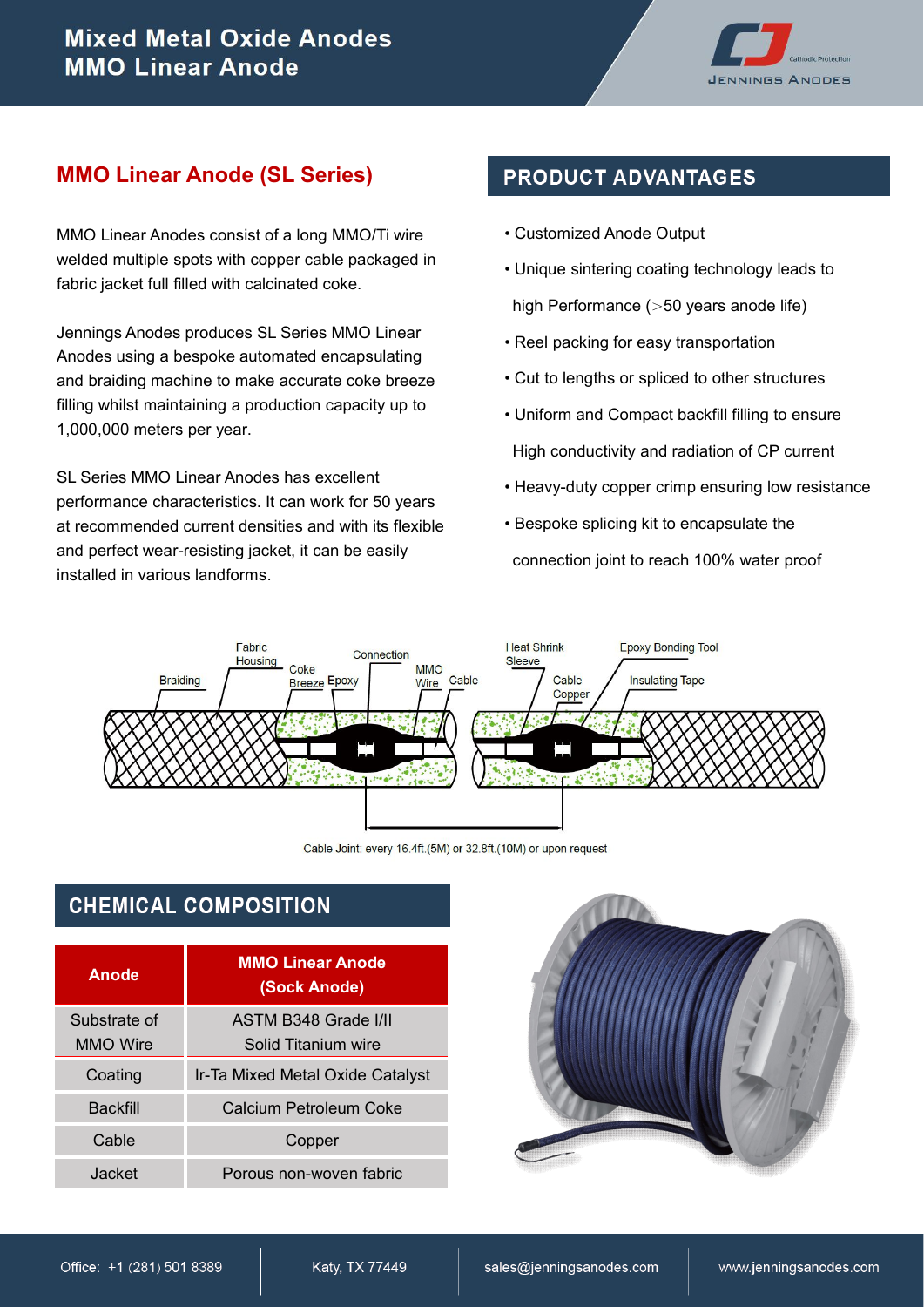# Mixed Metal Oxide Anodes
# MMO Linear Anode

## MMO Linear Anode (SL Series)

MMO Linear Anodes consist of a long MMO/Ti wire welded multiple spots with copper cable packaged in fabric jacket full filled with calcinated coke.

Jennings Anodes produces SL Series MMO Linear Anodes using a bespoke automated encapsulating and braiding machine to make accurate coke breeze filling whilst maintaining a production capacity up to 1,000,000 meters per year.

SL Series MMO Linear Anodes has excellent performance characteristics. It can work for 50 years at recommended current densities and with its flexible and perfect wear-resisting jacket, it can be easily installed in various landforms.

## PRODUCT ADVANTAGES

- Customized Anode Output
- Unique sintering coating technology leads to high Performance (>50 years anode life)
- Reel packing for easy transportation
- Cut to lengths or spliced to other structures
- Uniform and Compact backfill filling to ensure High conductivity and radiation of CP current
- Heavy-duty copper crimp ensuring low resistance
- Bespoke splicing kit to encapsulate the connection joint to reach 100% water proof

Braiding, Fabric Housing, Coke Breeze, Epoxy, Connection, MMO Wire, Cable, Heat Shrink Sleeve, Cable Copper, Epoxy Bonding Tool, Insulating Tape

Cable Joint: every 16.4ft.(5M) or 32.8ft.(10M) or upon request

## CHEMICAL COMPOSITION

| Anode | MMO Linear Anode (Sock Anode) |
|---|---|
| Substrate of MMO Wire | ASTM B348 Grade I/II Solid Titanium wire |
| Coating | Ir-Ta Mixed Metal Oxide Catalyst |
| Backfill | Calcium Petroleum Coke |
| Cable | Copper |
| Jacket | Porous non-woven fabric |

Office: +1 (281) 501 8389 | Katy, TX 77449 | sales@jenningsanodes.com | www.jenningsanodes.com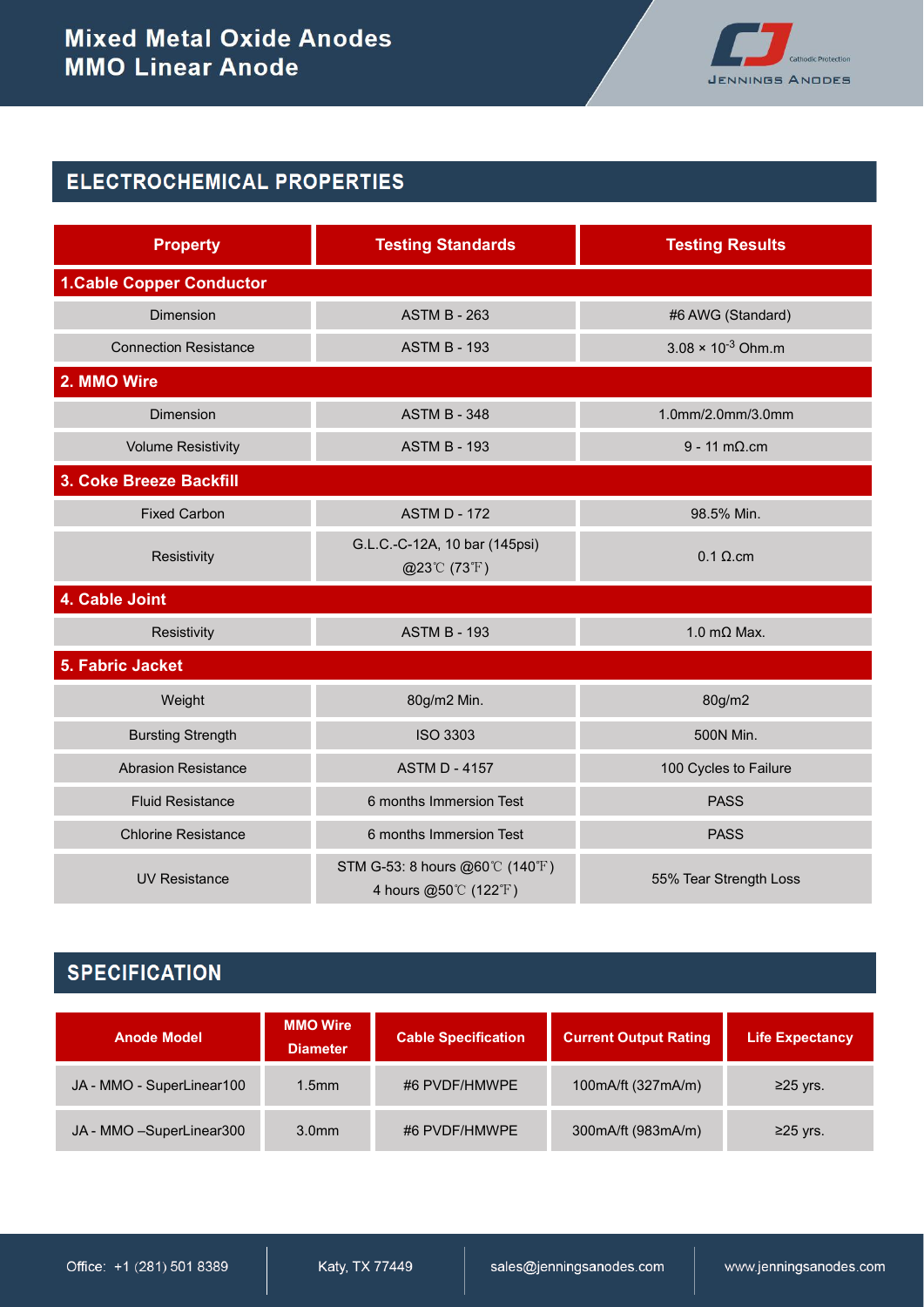# Mixed Metal Oxide Anodes
# MMO Linear Anode

## ELECTROCHEMICAL PROPERTIES

| Property | Testing Standards | Testing Results |
|---|---|---|
| **1.Cable Copper Conductor** | | |
| Dimension | ASTM B - 263 | #6 AWG (Standard) |
| Connection Resistance | ASTM B - 193 | $3.08 \times 10^{-3}$ Ohm.m |
| **2. MMO Wire** | | |
| Dimension | ASTM B - 348 | 1.0mm/2.0mm/3.0mm |
| Volume Resistivity | ASTM B - 193 | 9 - 11 mΩ.cm |
| **3. Coke Breeze Backfill** | | |
| Fixed Carbon | ASTM D - 172 | 98.5% Min. |
| Resistivity | G.L.C.-C-12A, 10 bar (145psi) @23℃ (73℉) | 0.1 Ω.cm |
| **4. Cable Joint** | | |
| Resistivity | ASTM B - 193 | 1.0 mΩ Max. |
| **5. Fabric Jacket** | | |
| Weight | 80g/m2 Min. | 80g/m2 |
| Bursting Strength | ISO 3303 | 500N Min. |
| Abrasion Resistance | ASTM D - 4157 | 100 Cycles to Failure |
| Fluid Resistance | 6 months Immersion Test | PASS |
| Chlorine Resistance | 6 months Immersion Test | PASS |
| UV Resistance | STM G-53: 8 hours @60℃ (140℉) 4 hours @50℃ (122℉) | 55% Tear Strength Loss |

## SPECIFICATION

| Anode Model | MMO Wire Diameter | Cable Specification | Current Output Rating | Life Expectancy |
|---|---|---|---|---|
| JA - MMO - SuperLinear100 | 1.5mm | #6 PVDF/HMWPE | 100mA/ft (327mA/m) | ≥25 yrs. |
| JA - MMO –SuperLinear300 | 3.0mm | #6 PVDF/HMWPE | 300mA/ft (983mA/m) | ≥25 yrs. |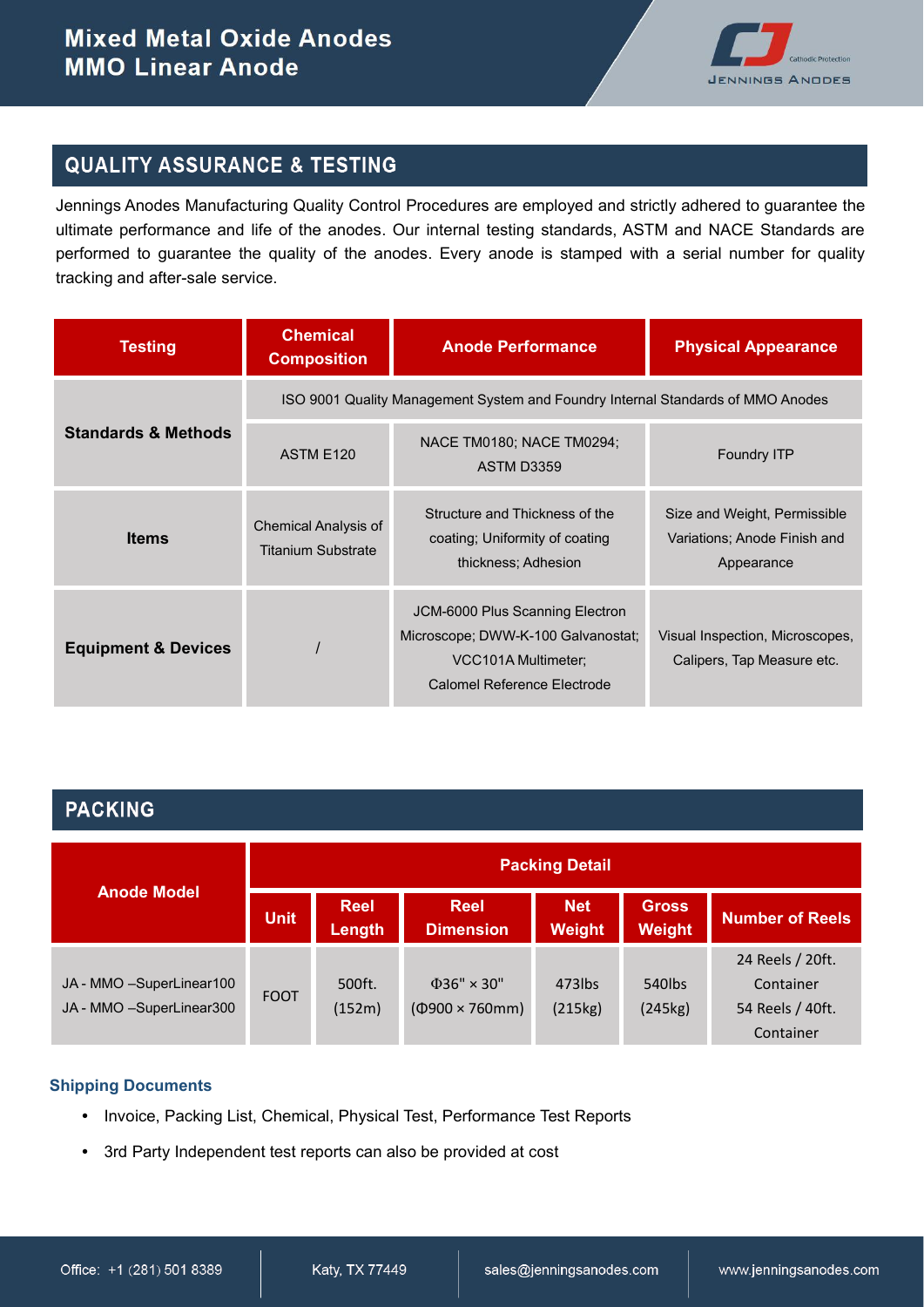## QUALITY ASSURANCE & TESTING

Jennings Anodes Manufacturing Quality Control Procedures are employed and strictly adhered to guarantee the ultimate performance and life of the anodes. Our internal testing standards, ASTM and NACE Standards are performed to guarantee the quality of the anodes. Every anode is stamped with a serial number for quality tracking and after-sale service.

| Testing | Chemical Composition | Anode Performance | Physical Appearance |
|---|---|---|---|
| **Standards & Methods** | ISO 9001 Quality Management System and Foundry Internal Standards of MMO Anodes | | |
| | ASTM E120 | NACE TM0180; NACE TM0294; ASTM D3359 | Foundry ITP |
| **Items** | Chemical Analysis of Titanium Substrate | Structure and Thickness of the coating; Uniformity of coating thickness; Adhesion | Size and Weight, Permissible Variations; Anode Finish and Appearance |
| **Equipment & Devices** | / | JCM-6000 Plus Scanning Electron Microscope; DWW-K-100 Galvanostat; VCC101A Multimeter; Calomel Reference Electrode | Visual Inspection, Microscopes, Calipers, Tap Measure etc. |

## PACKING

| Anode Model | Packing Detail | | | | | |
|---|---|---|---|---|---|---|
| | Unit | Reel Length | Reel Dimension | Net Weight | Gross Weight | Number of Reels |
| JA - MMO –SuperLinear100<br>JA - MMO –SuperLinear300 | FOOT | 500ft. (152m) | Φ36" × 30" (Φ900 × 760mm) | 473lbs (215kg) | 540lbs (245kg) | 24 Reels / 20ft. Container<br>54 Reels / 40ft. Container |

### Shipping Documents

- Invoice, Packing List, Chemical, Physical Test, Performance Test Reports
- 3rd Party Independent test reports can also be provided at cost